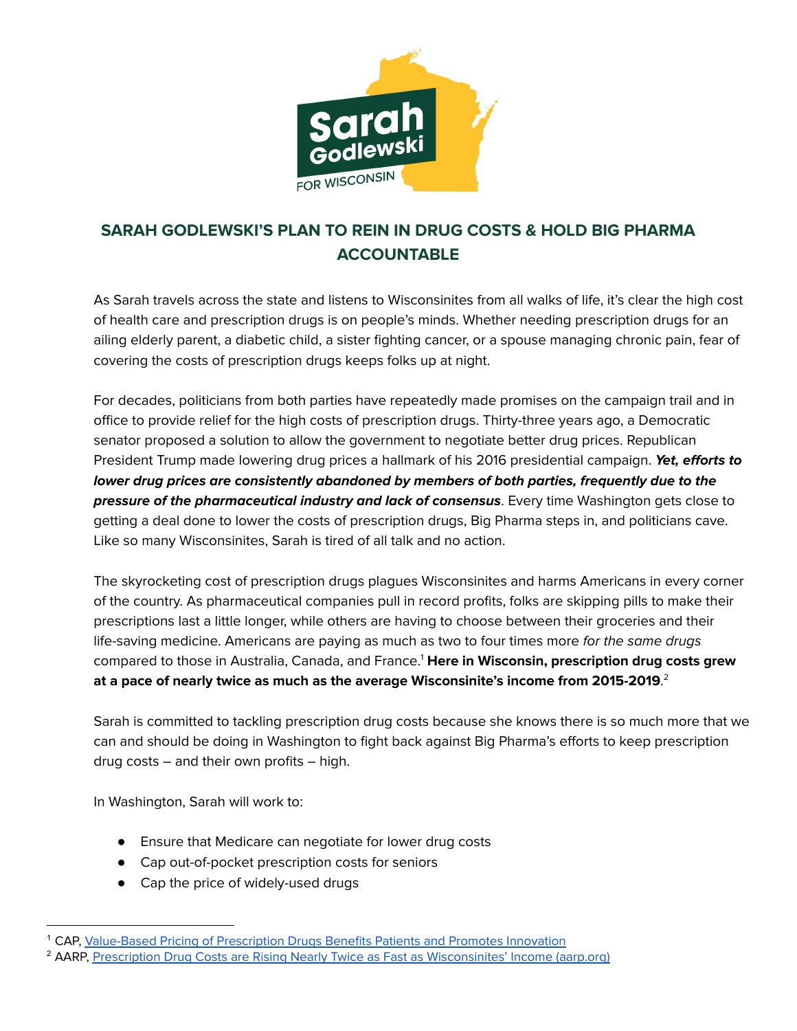# SARAH GODLEWSKI'S PLAN TO REIN IN DRUG COSTS & HOLD BIG PHARMA ACCOUNTABLE

As Sarah travels across the state and listens to Wisconsinites from all walks of life, it's clear the high cost of health care and prescription drugs is on people's minds. Whether needing prescription drugs for an ailing elderly parent, a diabetic child, a sister fighting cancer, or a spouse managing chronic pain, fear of covering the costs of prescription drugs keeps folks up at night.

For decades, politicians from both parties have repeatedly made promises on the campaign trail and in office to provide relief for the high costs of prescription drugs. Thirty-three years ago, a Democratic senator proposed a solution to allow the government to negotiate better drug prices. Republican President Trump made lowering drug prices a hallmark of his 2016 presidential campaign. ***Yet, efforts to lower drug prices are consistently abandoned by members of both parties, frequently due to the pressure of the pharmaceutical industry and lack of consensus***. Every time Washington gets close to getting a deal done to lower the costs of prescription drugs, Big Pharma steps in, and politicians cave. Like so many Wisconsinites, Sarah is tired of all talk and no action.

The skyrocketing cost of prescription drugs plagues Wisconsinites and harms Americans in every corner of the country. As pharmaceutical companies pull in record profits, folks are skipping pills to make their prescriptions last a little longer, while others are having to choose between their groceries and their life-saving medicine. Americans are paying as much as two to four times more *for the same drugs* compared to those in Australia, Canada, and France.[1] **Here in Wisconsin, prescription drug costs grew at a pace of nearly twice as much as the average Wisconsinite's income from 2015-2019**.[2]

Sarah is committed to tackling prescription drug costs because she knows there is so much more that we can and should be doing in Washington to fight back against Big Pharma's efforts to keep prescription drug costs – and their own profits – high.

In Washington, Sarah will work to:

- Ensure that Medicare can negotiate for lower drug costs
- Cap out-of-pocket prescription costs for seniors
- Cap the price of widely-used drugs

---

[1] CAP, Value-Based Pricing of Prescription Drugs Benefits Patients and Promotes Innovation

[2] AARP, Prescription Drug Costs are Rising Nearly Twice as Fast as Wisconsinites' Income (aarp.org)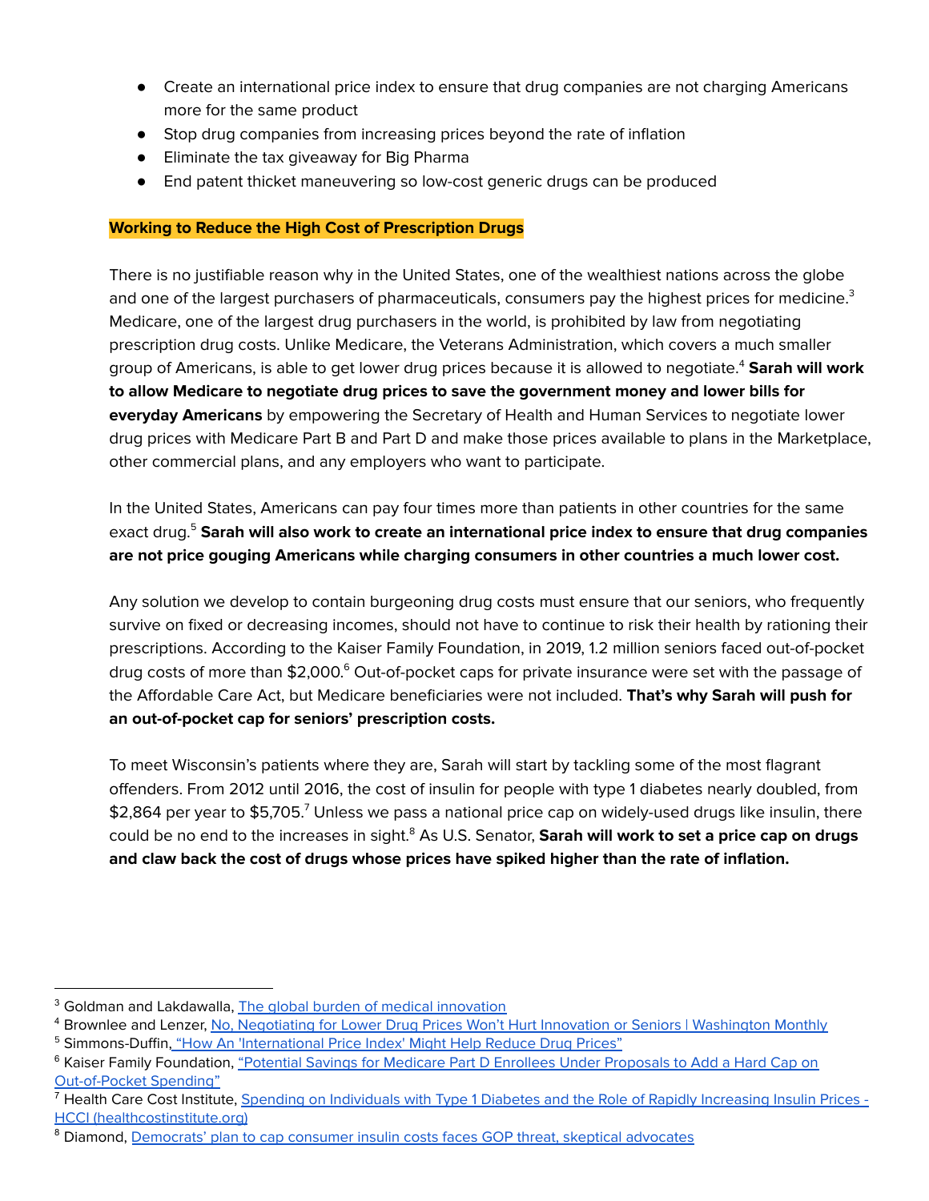- Create an international price index to ensure that drug companies are not charging Americans more for the same product
- Stop drug companies from increasing prices beyond the rate of inflation
- Eliminate the tax giveaway for Big Pharma
- End patent thicket maneuvering so low-cost generic drugs can be produced

## Working to Reduce the High Cost of Prescription Drugs

There is no justifiable reason why in the United States, one of the wealthiest nations across the globe and one of the largest purchasers of pharmaceuticals, consumers pay the highest prices for medicine.[3] Medicare, one of the largest drug purchasers in the world, is prohibited by law from negotiating prescription drug costs. Unlike Medicare, the Veterans Administration, which covers a much smaller group of Americans, is able to get lower drug prices because it is allowed to negotiate.[4] **Sarah will work to allow Medicare to negotiate drug prices to save the government money and lower bills for everyday Americans** by empowering the Secretary of Health and Human Services to negotiate lower drug prices with Medicare Part B and Part D and make those prices available to plans in the Marketplace, other commercial plans, and any employers who want to participate.

In the United States, Americans can pay four times more than patients in other countries for the same exact drug.[5] **Sarah will also work to create an international price index to ensure that drug companies are not price gouging Americans while charging consumers in other countries a much lower cost.**

Any solution we develop to contain burgeoning drug costs must ensure that our seniors, who frequently survive on fixed or decreasing incomes, should not have to continue to risk their health by rationing their prescriptions. According to the Kaiser Family Foundation, in 2019, 1.2 million seniors faced out-of-pocket drug costs of more than $2,000.[6] Out-of-pocket caps for private insurance were set with the passage of the Affordable Care Act, but Medicare beneficiaries were not included. **That's why Sarah will push for an out-of-pocket cap for seniors' prescription costs.**

To meet Wisconsin's patients where they are, Sarah will start by tackling some of the most flagrant offenders. From 2012 until 2016, the cost of insulin for people with type 1 diabetes nearly doubled, from $2,864 per year to $5,705.[7] Unless we pass a national price cap on widely-used drugs like insulin, there could be no end to the increases in sight.[8] As U.S. Senator, **Sarah will work to set a price cap on drugs and claw back the cost of drugs whose prices have spiked higher than the rate of inflation.**

---

[3] Goldman and Lakdawalla, [The global burden of medical innovation]

[4] Brownlee and Lenzer, [No, Negotiating for Lower Drug Prices Won't Hurt Innovation or Seniors | Washington Monthly]

[5] Simmons-Duffin, ["How An 'International Price Index' Might Help Reduce Drug Prices"]

[6] Kaiser Family Foundation, ["Potential Savings for Medicare Part D Enrollees Under Proposals to Add a Hard Cap on Out-of-Pocket Spending"]

[7] Health Care Cost Institute, [Spending on Individuals with Type 1 Diabetes and the Role of Rapidly Increasing Insulin Prices - HCCI (healthcostinstitute.org)]

[8] Diamond, [Democrats' plan to cap consumer insulin costs faces GOP threat, skeptical advocates]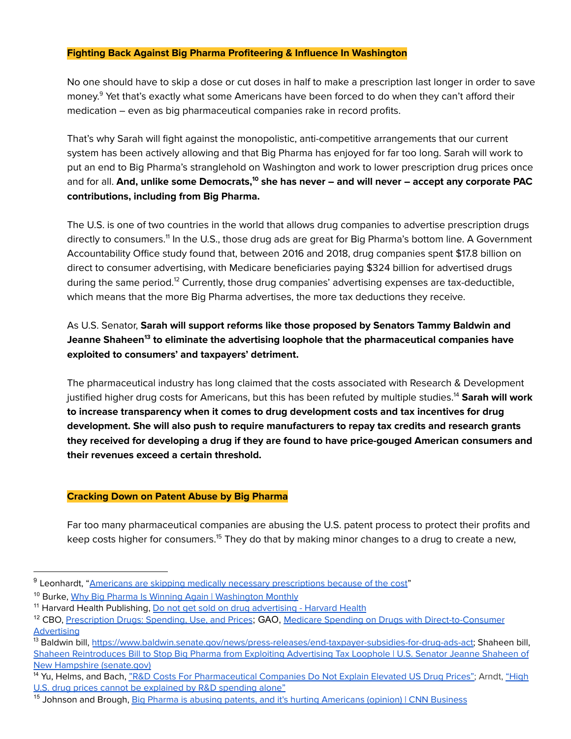## Fighting Back Against Big Pharma Profiteering & Influence In Washington

No one should have to skip a dose or cut doses in half to make a prescription last longer in order to save money.[9] Yet that's exactly what some Americans have been forced to do when they can't afford their medication – even as big pharmaceutical companies rake in record profits.

That's why Sarah will fight against the monopolistic, anti-competitive arrangements that our current system has been actively allowing and that Big Pharma has enjoyed for far too long. Sarah will work to put an end to Big Pharma's stranglehold on Washington and work to lower prescription drug prices once and for all. **And, unlike some Democrats,[10] she has never – and will never – accept any corporate PAC contributions, including from Big Pharma.**

The U.S. is one of two countries in the world that allows drug companies to advertise prescription drugs directly to consumers.[11] In the U.S., those drug ads are great for Big Pharma's bottom line. A Government Accountability Office study found that, between 2016 and 2018, drug companies spent $17.8 billion on direct to consumer advertising, with Medicare beneficiaries paying $324 billion for advertised drugs during the same period.[12] Currently, those drug companies' advertising expenses are tax-deductible, which means that the more Big Pharma advertises, the more tax deductions they receive.

As U.S. Senator, **Sarah will support reforms like those proposed by Senators Tammy Baldwin and Jeanne Shaheen[13] to eliminate the advertising loophole that the pharmaceutical companies have exploited to consumers' and taxpayers' detriment.**

The pharmaceutical industry has long claimed that the costs associated with Research & Development justified higher drug costs for Americans, but this has been refuted by multiple studies.[14] **Sarah will work to increase transparency when it comes to drug development costs and tax incentives for drug development. She will also push to require manufacturers to repay tax credits and research grants they received for developing a drug if they are found to have price-gouged American consumers and their revenues exceed a certain threshold.**

## Cracking Down on Patent Abuse by Big Pharma

Far too many pharmaceutical companies are abusing the U.S. patent process to protect their profits and keep costs higher for consumers.[15] They do that by making minor changes to a drug to create a new,

---

[9] Leonhardt, "Americans are skipping medically necessary prescriptions because of the cost"

[10] Burke, Why Big Pharma Is Winning Again | Washington Monthly

[11] Harvard Health Publishing, Do not get sold on drug advertising - Harvard Health

[12] CBO, Prescription Drugs: Spending, Use, and Prices; GAO, Medicare Spending on Drugs with Direct-to-Consumer Advertising

[13] Baldwin bill, https://www.baldwin.senate.gov/news/press-releases/end-taxpayer-subsidies-for-drug-ads-act; Shaheen bill, Shaheen Reintroduces Bill to Stop Big Pharma from Exploiting Advertising Tax Loophole | U.S. Senator Jeanne Shaheen of New Hampshire (senate.gov)

[14] Yu, Helms, and Bach, "R&D Costs For Pharmaceutical Companies Do Not Explain Elevated US Drug Prices"; Arndt, "High U.S. drug prices cannot be explained by R&D spending alone"

[15] Johnson and Brough, Big Pharma is abusing patents, and it's hurting Americans (opinion) | CNN Business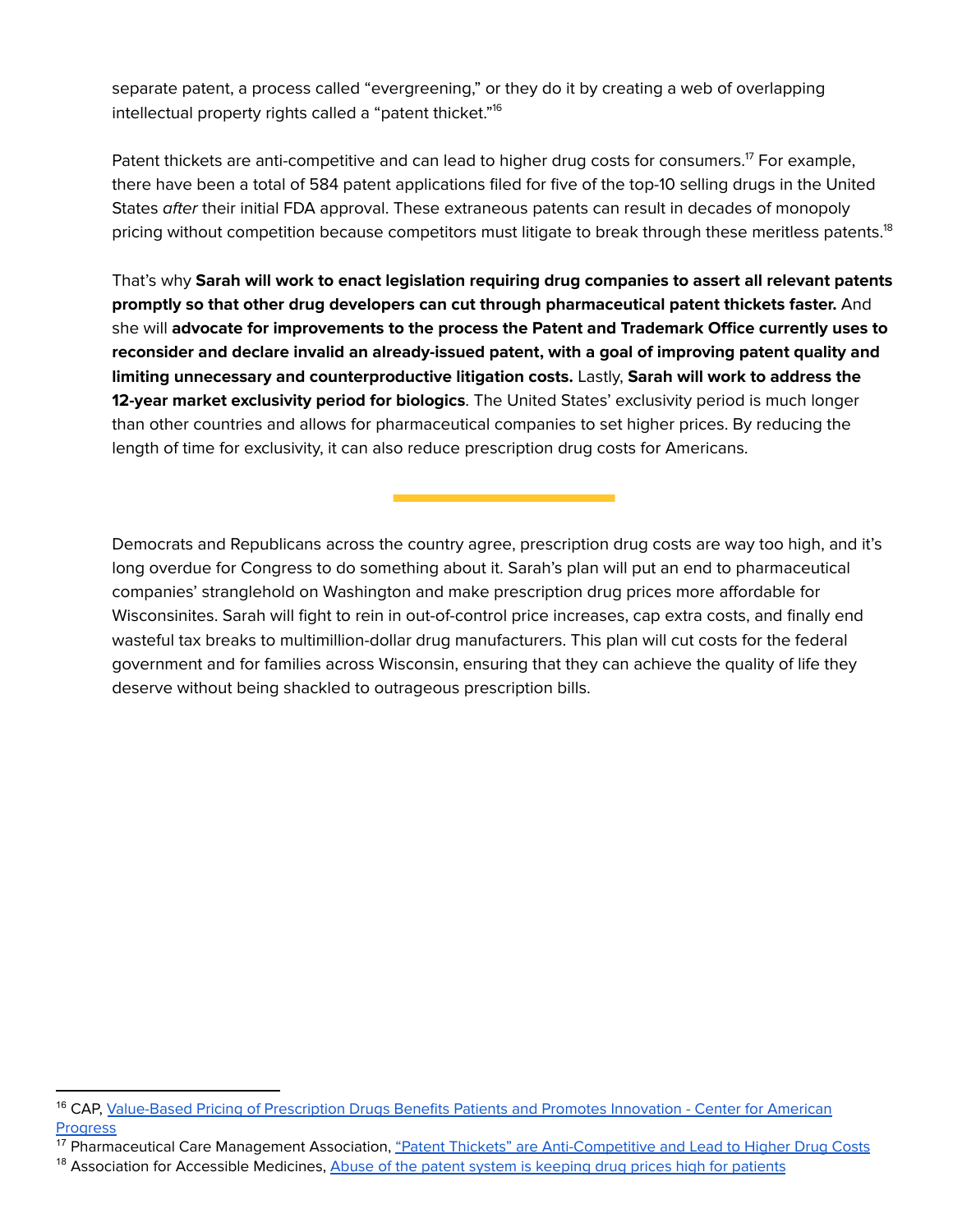separate patent, a process called "evergreening," or they do it by creating a web of overlapping intellectual property rights called a "patent thicket."[16]

Patent thickets are anti-competitive and can lead to higher drug costs for consumers.[17] For example, there have been a total of 584 patent applications filed for five of the top-10 selling drugs in the United States *after* their initial FDA approval. These extraneous patents can result in decades of monopoly pricing without competition because competitors must litigate to break through these meritless patents.[18]

That's why **Sarah will work to enact legislation requiring drug companies to assert all relevant patents promptly so that other drug developers can cut through pharmaceutical patent thickets faster.** And she will **advocate for improvements to the process the Patent and Trademark Office currently uses to reconsider and declare invalid an already-issued patent, with a goal of improving patent quality and limiting unnecessary and counterproductive litigation costs.** Lastly, **Sarah will work to address the 12-year market exclusivity period for biologics**. The United States' exclusivity period is much longer than other countries and allows for pharmaceutical companies to set higher prices. By reducing the length of time for exclusivity, it can also reduce prescription drug costs for Americans.

---

Democrats and Republicans across the country agree, prescription drug costs are way too high, and it's long overdue for Congress to do something about it. Sarah's plan will put an end to pharmaceutical companies' stranglehold on Washington and make prescription drug prices more affordable for Wisconsinites. Sarah will fight to rein in out-of-control price increases, cap extra costs, and finally end wasteful tax breaks to multimillion-dollar drug manufacturers. This plan will cut costs for the federal government and for families across Wisconsin, ensuring that they can achieve the quality of life they deserve without being shackled to outrageous prescription bills.

---

[16] CAP, [Value-Based Pricing of Prescription Drugs Benefits Patients and Promotes Innovation - Center for American Progress]()

[17] Pharmaceutical Care Management Association, ["Patent Thickets" are Anti-Competitive and Lead to Higher Drug Costs]()

[18] Association for Accessible Medicines, [Abuse of the patent system is keeping drug prices high for patients]()